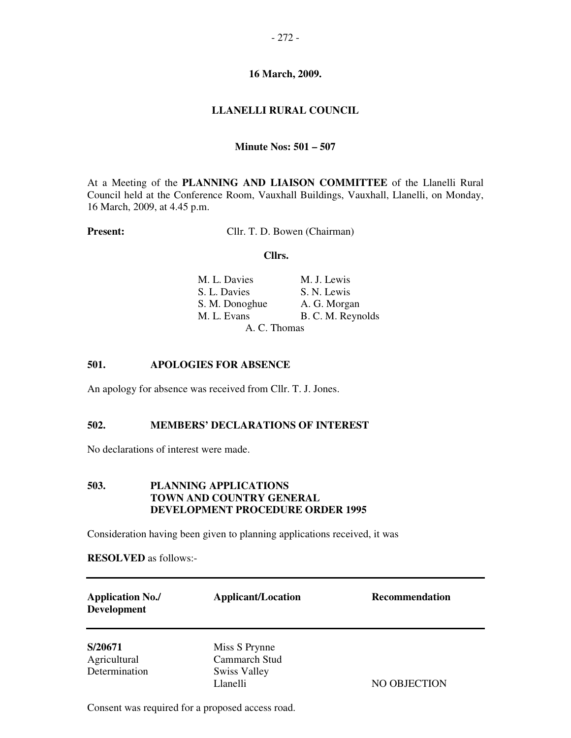**16 March, 2009.**

**LLANELLI RURAL COUNCIL**

**Minute Nos: 501 – 507**

At a Meeting of the **PLANNING AND LIAISON COMMITTEE** of the Llanelli Rural Council held at the Conference Room, Vauxhall Buildings, Vauxhall, Llanelli, on Monday, 16 March, 2009, at 4.45 p.m.

**Present:** Cllr. T. D. Bowen (Chairman)

**Cllrs.**

| | |
|---|---|
| M. L. Davies | M. J. Lewis |
| S. L. Davies | S. N. Lewis |
| S. M. Donoghue | A. G. Morgan |
| M. L. Evans | B. C. M. Reynolds |
| A. C. Thomas | |

## 501. APOLOGIES FOR ABSENCE

An apology for absence was received from Cllr. T. J. Jones.

## 502. MEMBERS' DECLARATIONS OF INTEREST

No declarations of interest were made.

## 503. PLANNING APPLICATIONS TOWN AND COUNTRY GENERAL DEVELOPMENT PROCEDURE ORDER 1995

Consideration having been given to planning applications received, it was

**RESOLVED** as follows:-

| Application No./ Development | Applicant/Location | Recommendation |
|---|---|---|
| **S/20671** Agricultural Determination | Miss S Prynne Cammarch Stud Swiss Valley Llanelli | NO OBJECTION |

Consent was required for a proposed access road.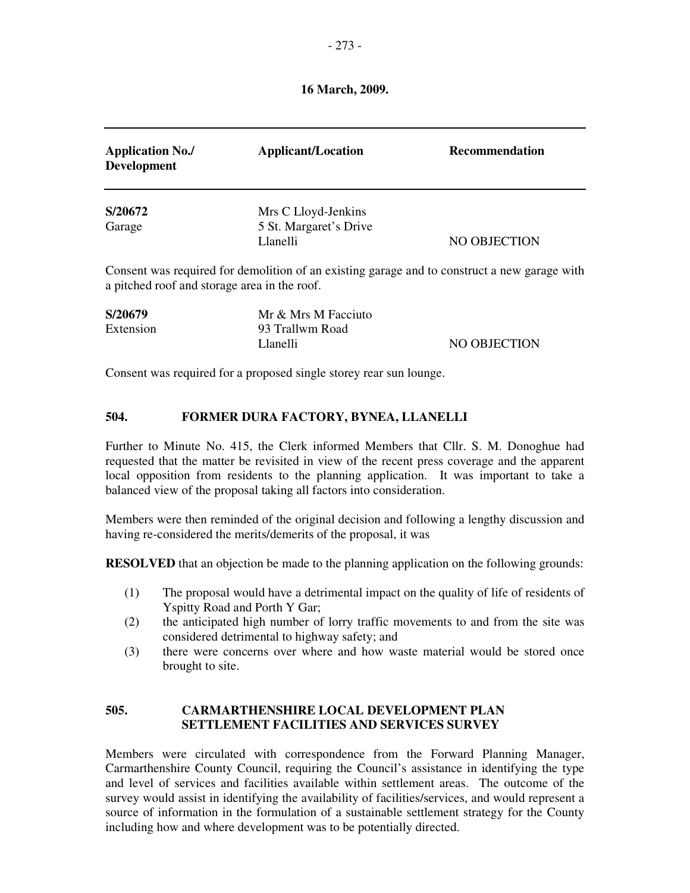**16 March, 2009.**

| Application No./ Development | Applicant/Location | Recommendation |
|---|---|---|
| **S/20672** Garage | Mrs C Lloyd-Jenkins 5 St. Margaret's Drive Llanelli | NO OBJECTION |

Consent was required for demolition of an existing garage and to construct a new garage with a pitched roof and storage area in the roof.

| | | |
|---|---|---|
| **S/20679** Extension | Mr & Mrs M Facciuto 93 Trallwm Road Llanelli | NO OBJECTION |

Consent was required for a proposed single storey rear sun lounge.

## 504. FORMER DURA FACTORY, BYNEA, LLANELLI

Further to Minute No. 415, the Clerk informed Members that Cllr. S. M. Donoghue had requested that the matter be revisited in view of the recent press coverage and the apparent local opposition from residents to the planning application. It was important to take a balanced view of the proposal taking all factors into consideration.

Members were then reminded of the original decision and following a lengthy discussion and having re-considered the merits/demerits of the proposal, it was

**RESOLVED** that an objection be made to the planning application on the following grounds:

(1) The proposal would have a detrimental impact on the quality of life of residents of Yspitty Road and Porth Y Gar;

(2) the anticipated high number of lorry traffic movements to and from the site was considered detrimental to highway safety; and

(3) there were concerns over where and how waste material would be stored once brought to site.

## 505. CARMARTHENSHIRE LOCAL DEVELOPMENT PLAN SETTLEMENT FACILITIES AND SERVICES SURVEY

Members were circulated with correspondence from the Forward Planning Manager, Carmarthenshire County Council, requiring the Council's assistance in identifying the type and level of services and facilities available within settlement areas. The outcome of the survey would assist in identifying the availability of facilities/services, and would represent a source of information in the formulation of a sustainable settlement strategy for the County including how and where development was to be potentially directed.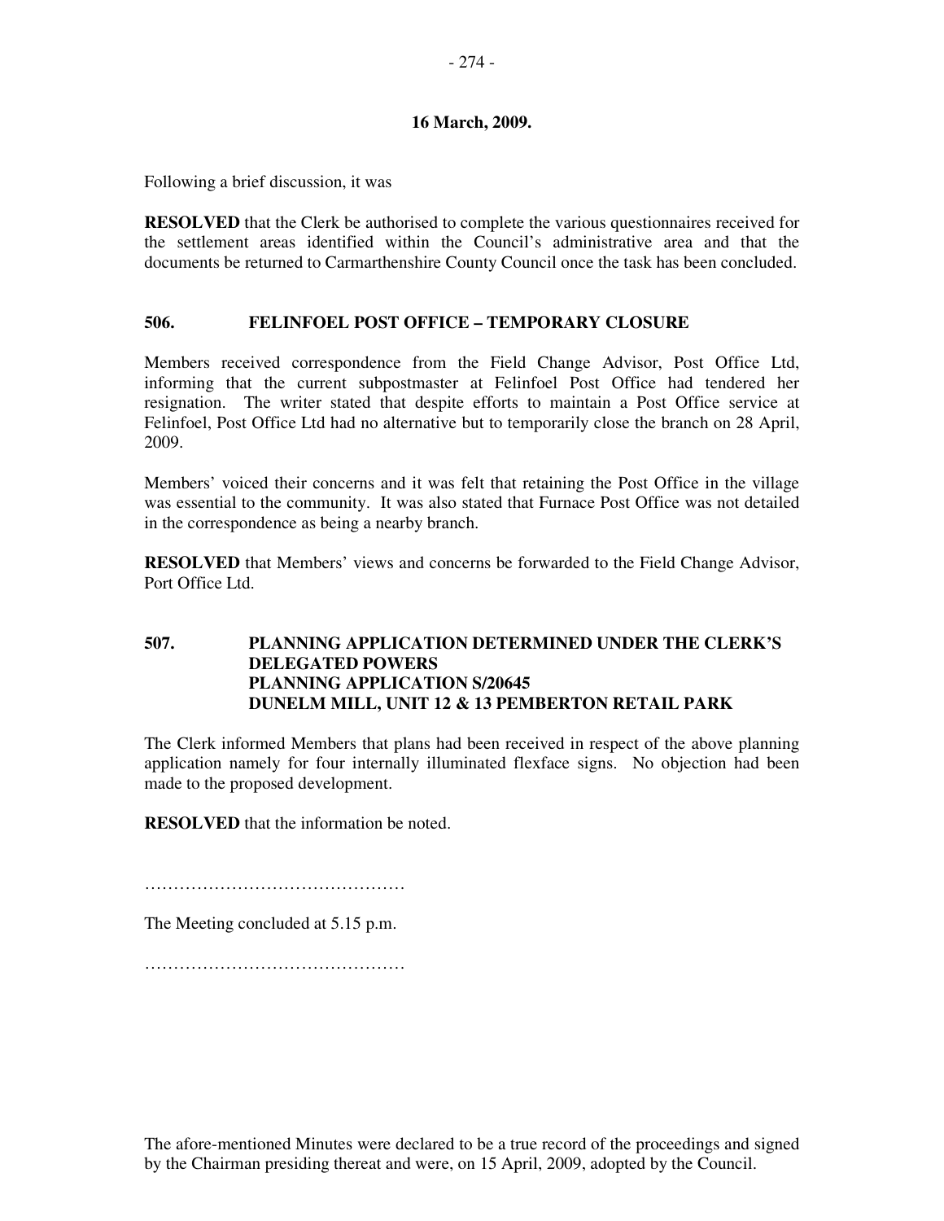**16 March, 2009.**

Following a brief discussion, it was

**RESOLVED** that the Clerk be authorised to complete the various questionnaires received for the settlement areas identified within the Council's administrative area and that the documents be returned to Carmarthenshire County Council once the task has been concluded.

## 506. FELINFOEL POST OFFICE – TEMPORARY CLOSURE

Members received correspondence from the Field Change Advisor, Post Office Ltd, informing that the current subpostmaster at Felinfoel Post Office had tendered her resignation. The writer stated that despite efforts to maintain a Post Office service at Felinfoel, Post Office Ltd had no alternative but to temporarily close the branch on 28 April, 2009.

Members' voiced their concerns and it was felt that retaining the Post Office in the village was essential to the community. It was also stated that Furnace Post Office was not detailed in the correspondence as being a nearby branch.

**RESOLVED** that Members' views and concerns be forwarded to the Field Change Advisor, Port Office Ltd.

## 507. PLANNING APPLICATION DETERMINED UNDER THE CLERK'S DELEGATED POWERS PLANNING APPLICATION S/20645 DUNELM MILL, UNIT 12 & 13 PEMBERTON RETAIL PARK

The Clerk informed Members that plans had been received in respect of the above planning application namely for four internally illuminated flexface signs. No objection had been made to the proposed development.

**RESOLVED** that the information be noted.

………………………………………

The Meeting concluded at 5.15 p.m.

………………………………………

The afore-mentioned Minutes were declared to be a true record of the proceedings and signed by the Chairman presiding thereat and were, on 15 April, 2009, adopted by the Council.